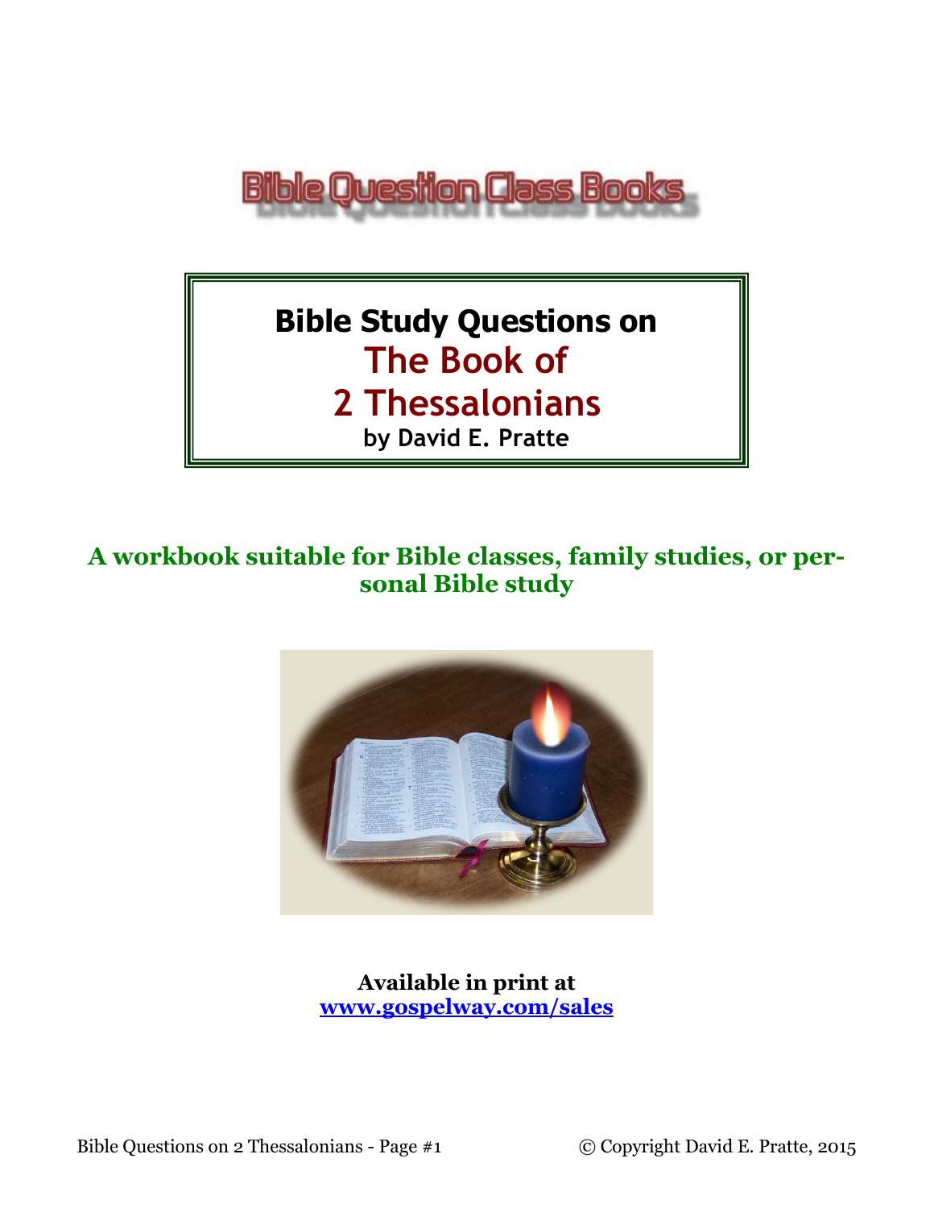Bible Question Class Books

# Bible Study Questions on The Book of 2 Thessalonians

**by David E. Pratte**

**A workbook suitable for Bible classes, family studies, or personal Bible study**

**Available in print at**
**www.gospelway.com/sales**

© Copyright David E. Pratte, 2015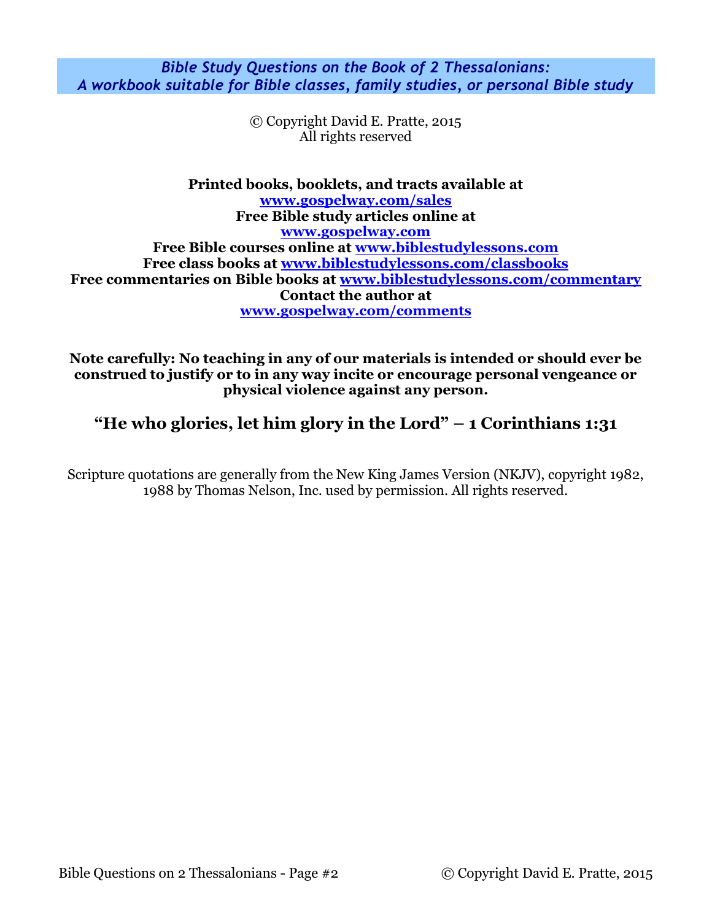*Bible Study Questions on the Book of 2 Thessalonians:*
*A workbook suitable for Bible classes, family studies, or personal Bible study*

© Copyright David E. Pratte, 2015
All rights reserved

**Printed books, booklets, and tracts available at**
**www.gospelway.com/sales**
**Free Bible study articles online at**
**www.gospelway.com**
**Free Bible courses online at www.biblestudylessons.com**
**Free class books at www.biblestudylessons.com/classbooks**
**Free commentaries on Bible books at www.biblestudylessons.com/commentary**
**Contact the author at**
**www.gospelway.com/comments**

**Note carefully: No teaching in any of our materials is intended or should ever be construed to justify or to in any way incite or encourage personal vengeance or physical violence against any person.**

**"He who glories, let him glory in the Lord" – 1 Corinthians 1:31**

Scripture quotations are generally from the New King James Version (NKJV), copyright 1982, 1988 by Thomas Nelson, Inc. used by permission. All rights reserved.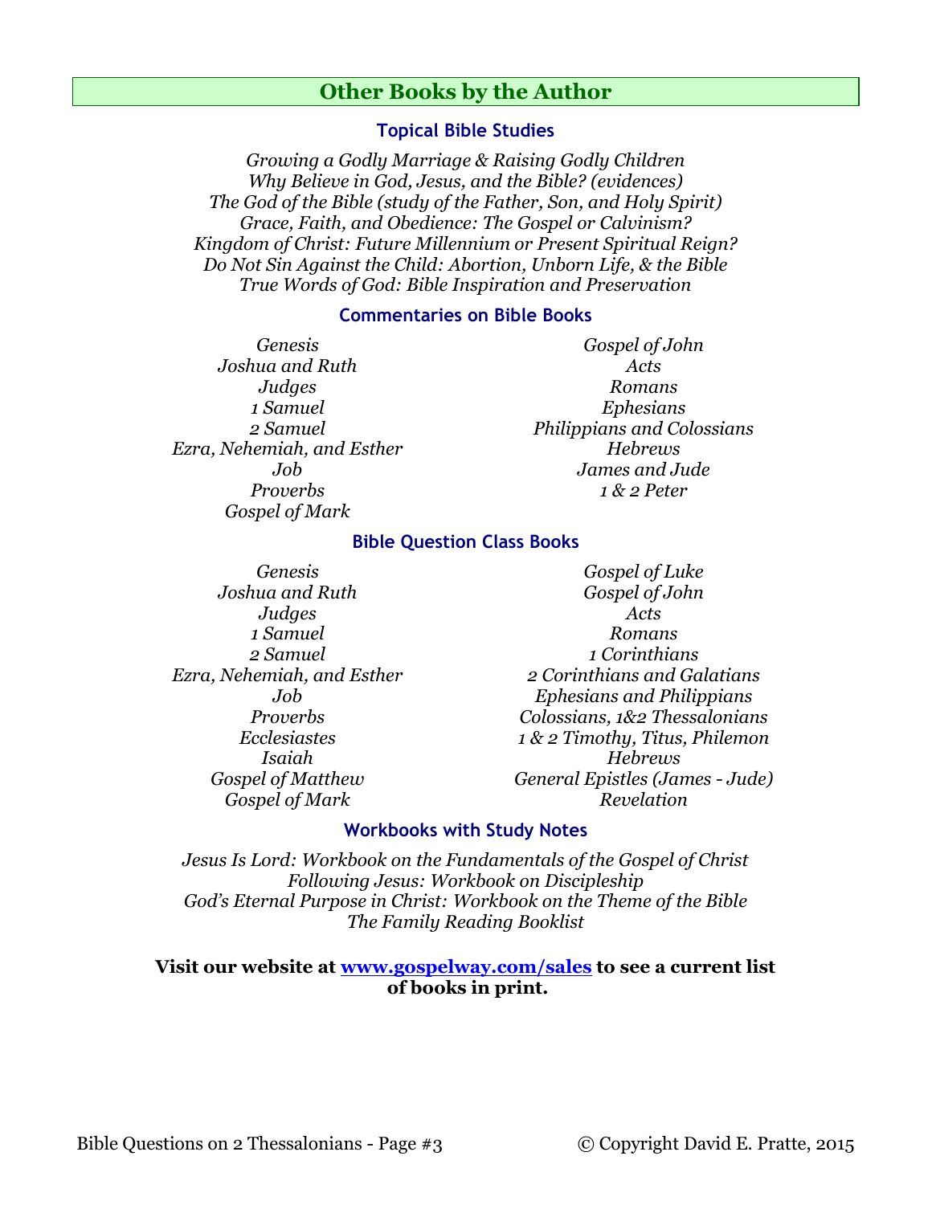## Other Books by the Author

### Topical Bible Studies

*Growing a Godly Marriage & Raising Godly Children*
*Why Believe in God, Jesus, and the Bible? (evidences)*
*The God of the Bible (study of the Father, Son, and Holy Spirit)*
*Grace, Faith, and Obedience: The Gospel or Calvinism?*
*Kingdom of Christ: Future Millennium or Present Spiritual Reign?*
*Do Not Sin Against the Child: Abortion, Unborn Life, & the Bible*
*True Words of God: Bible Inspiration and Preservation*

### Commentaries on Bible Books

*Genesis*
*Joshua and Ruth*
*Judges*
*1 Samuel*
*2 Samuel*
*Ezra, Nehemiah, and Esther*
*Job*
*Proverbs*
*Gospel of Mark*
*Gospel of John*
*Acts*
*Romans*
*Ephesians*
*Philippians and Colossians*
*Hebrews*
*James and Jude*
*1 & 2 Peter*

### Bible Question Class Books

*Genesis*
*Joshua and Ruth*
*Judges*
*1 Samuel*
*2 Samuel*
*Ezra, Nehemiah, and Esther*
*Job*
*Proverbs*
*Ecclesiastes*
*Isaiah*
*Gospel of Matthew*
*Gospel of Mark*
*Gospel of Luke*
*Gospel of John*
*Acts*
*Romans*
*1 Corinthians*
*2 Corinthians and Galatians*
*Ephesians and Philippians*
*Colossians, 1&2 Thessalonians*
*1 & 2 Timothy, Titus, Philemon*
*Hebrews*
*General Epistles (James - Jude)*
*Revelation*

### Workbooks with Study Notes

*Jesus Is Lord: Workbook on the Fundamentals of the Gospel of Christ*
*Following Jesus: Workbook on Discipleship*
*God's Eternal Purpose in Christ: Workbook on the Theme of the Bible*
*The Family Reading Booklist*

**Visit our website at [www.gospelway.com/sales](http://www.gospelway.com/sales) to see a current list of books in print.**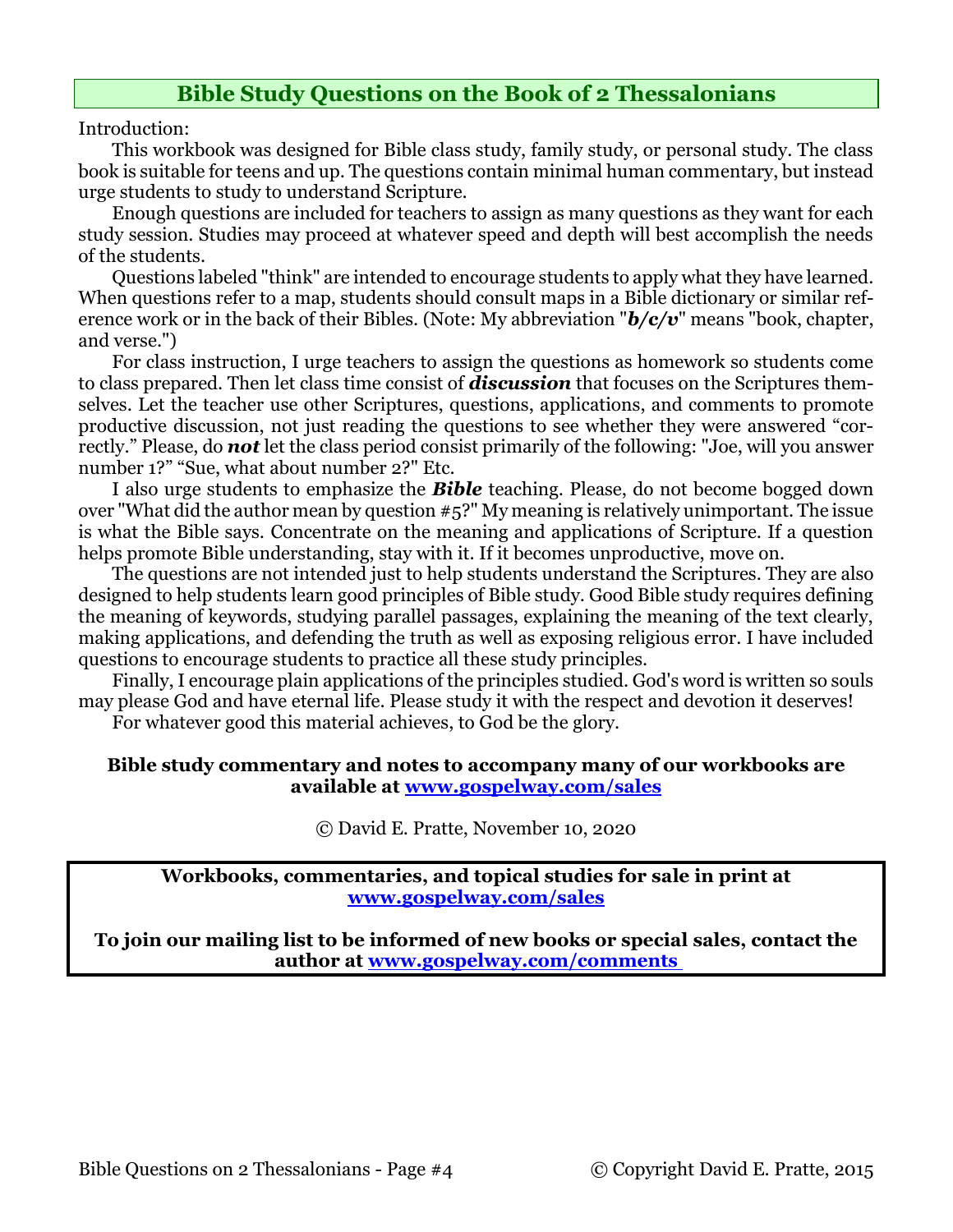## Bible Study Questions on the Book of 2 Thessalonians

Introduction:

This workbook was designed for Bible class study, family study, or personal study. The class book is suitable for teens and up. The questions contain minimal human commentary, but instead urge students to study to understand Scripture.

Enough questions are included for teachers to assign as many questions as they want for each study session. Studies may proceed at whatever speed and depth will best accomplish the needs of the students.

Questions labeled "think" are intended to encourage students to apply what they have learned. When questions refer to a map, students should consult maps in a Bible dictionary or similar reference work or in the back of their Bibles. (Note: My abbreviation "***b/c/v***" means "book, chapter, and verse.")

For class instruction, I urge teachers to assign the questions as homework so students come to class prepared. Then let class time consist of ***discussion*** that focuses on the Scriptures themselves. Let the teacher use other Scriptures, questions, applications, and comments to promote productive discussion, not just reading the questions to see whether they were answered "correctly." Please, do ***not*** let the class period consist primarily of the following: "Joe, will you answer number 1?" "Sue, what about number 2?" Etc.

I also urge students to emphasize the ***Bible*** teaching. Please, do not become bogged down over "What did the author mean by question #5?" My meaning is relatively unimportant. The issue is what the Bible says. Concentrate on the meaning and applications of Scripture. If a question helps promote Bible understanding, stay with it. If it becomes unproductive, move on.

The questions are not intended just to help students understand the Scriptures. They are also designed to help students learn good principles of Bible study. Good Bible study requires defining the meaning of keywords, studying parallel passages, explaining the meaning of the text clearly, making applications, and defending the truth as well as exposing religious error. I have included questions to encourage students to practice all these study principles.

Finally, I encourage plain applications of the principles studied. God's word is written so souls may please God and have eternal life. Please study it with the respect and devotion it deserves!

For whatever good this material achieves, to God be the glory.

**Bible study commentary and notes to accompany many of our workbooks are available at [www.gospelway.com/sales](http://www.gospelway.com/sales)**

© David E. Pratte, November 10, 2020

**Workbooks, commentaries, and topical studies for sale in print at [www.gospelway.com/sales](http://www.gospelway.com/sales)**

**To join our mailing list to be informed of new books or special sales, contact the author at [www.gospelway.com/comments](http://www.gospelway.com/comments)**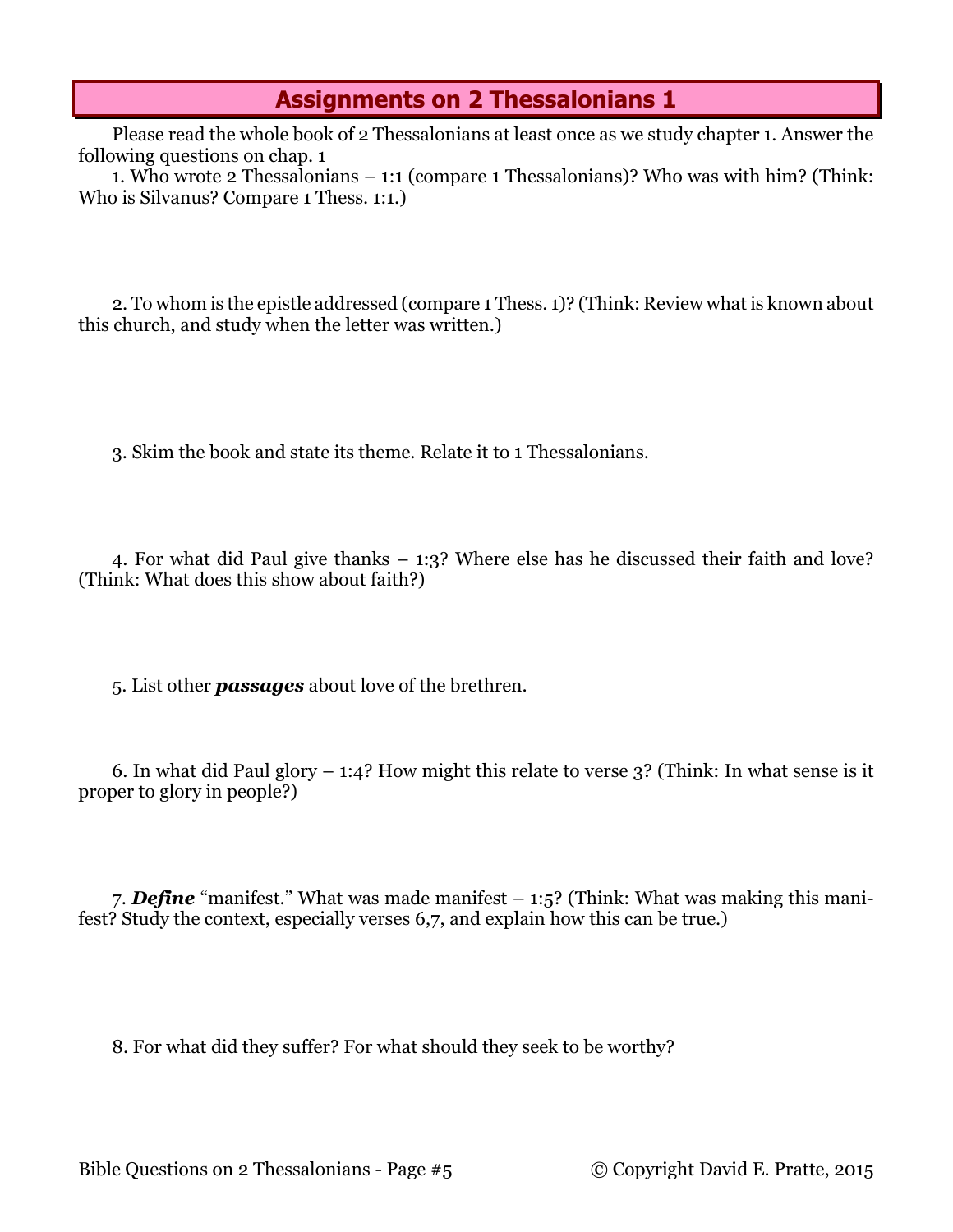## Assignments on 2 Thessalonians 1

Please read the whole book of 2 Thessalonians at least once as we study chapter 1. Answer the following questions on chap. 1

1. Who wrote 2 Thessalonians – 1:1 (compare 1 Thessalonians)? Who was with him? (Think: Who is Silvanus? Compare 1 Thess. 1:1.)

2. To whom is the epistle addressed (compare 1 Thess. 1)? (Think: Review what is known about this church, and study when the letter was written.)

3. Skim the book and state its theme. Relate it to 1 Thessalonians.

4. For what did Paul give thanks – 1:3? Where else has he discussed their faith and love? (Think: What does this show about faith?)

5. List other ***passages*** about love of the brethren.

6. In what did Paul glory – 1:4? How might this relate to verse 3? (Think: In what sense is it proper to glory in people?)

7. ***Define*** "manifest." What was made manifest – 1:5? (Think: What was making this manifest? Study the context, especially verses 6,7, and explain how this can be true.)

8. For what did they suffer? For what should they seek to be worthy?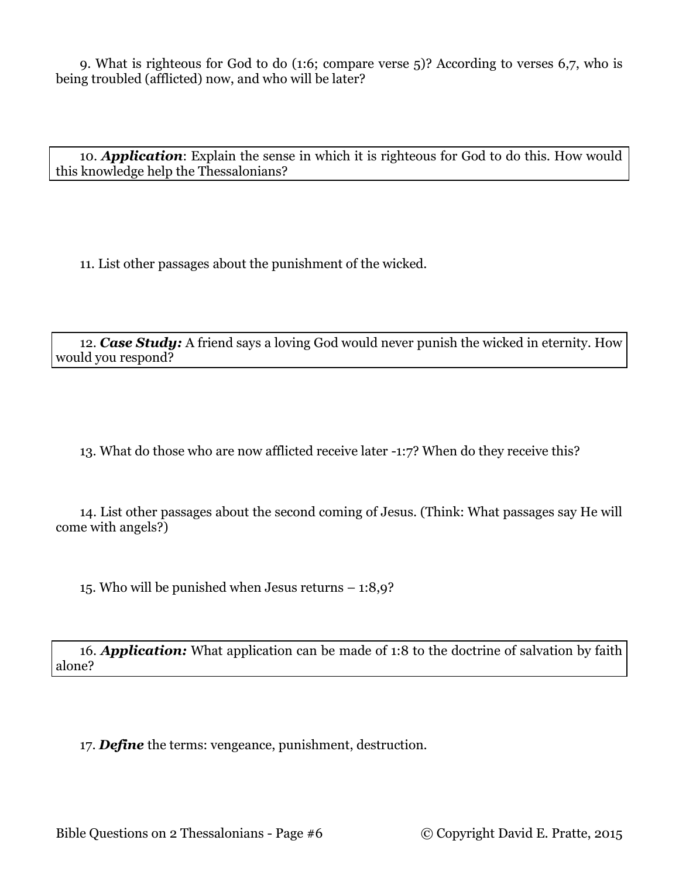9. What is righteous for God to do (1:6; compare verse 5)? According to verses 6,7, who is being troubled (afflicted) now, and who will be later?

10. ***Application***: Explain the sense in which it is righteous for God to do this. How would this knowledge help the Thessalonians?

11. List other passages about the punishment of the wicked.

12. ***Case Study:*** A friend says a loving God would never punish the wicked in eternity. How would you respond?

13. What do those who are now afflicted receive later -1:7? When do they receive this?

14. List other passages about the second coming of Jesus. (Think: What passages say He will come with angels?)

15. Who will be punished when Jesus returns – 1:8,9?

16. ***Application:*** What application can be made of 1:8 to the doctrine of salvation by faith alone?

17. ***Define*** the terms: vengeance, punishment, destruction.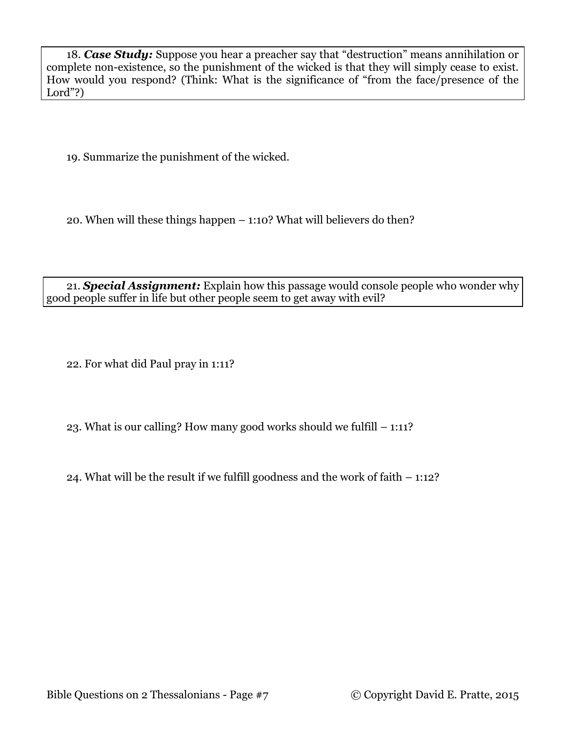18. ***Case Study:*** Suppose you hear a preacher say that "destruction" means annihilation or complete non-existence, so the punishment of the wicked is that they will simply cease to exist. How would you respond? (Think: What is the significance of "from the face/presence of the Lord"?)

19. Summarize the punishment of the wicked.

20. When will these things happen – 1:10? What will believers do then?

21. ***Special Assignment:*** Explain how this passage would console people who wonder why good people suffer in life but other people seem to get away with evil?

22. For what did Paul pray in 1:11?

23. What is our calling? How many good works should we fulfill – 1:11?

24. What will be the result if we fulfill goodness and the work of faith – 1:12?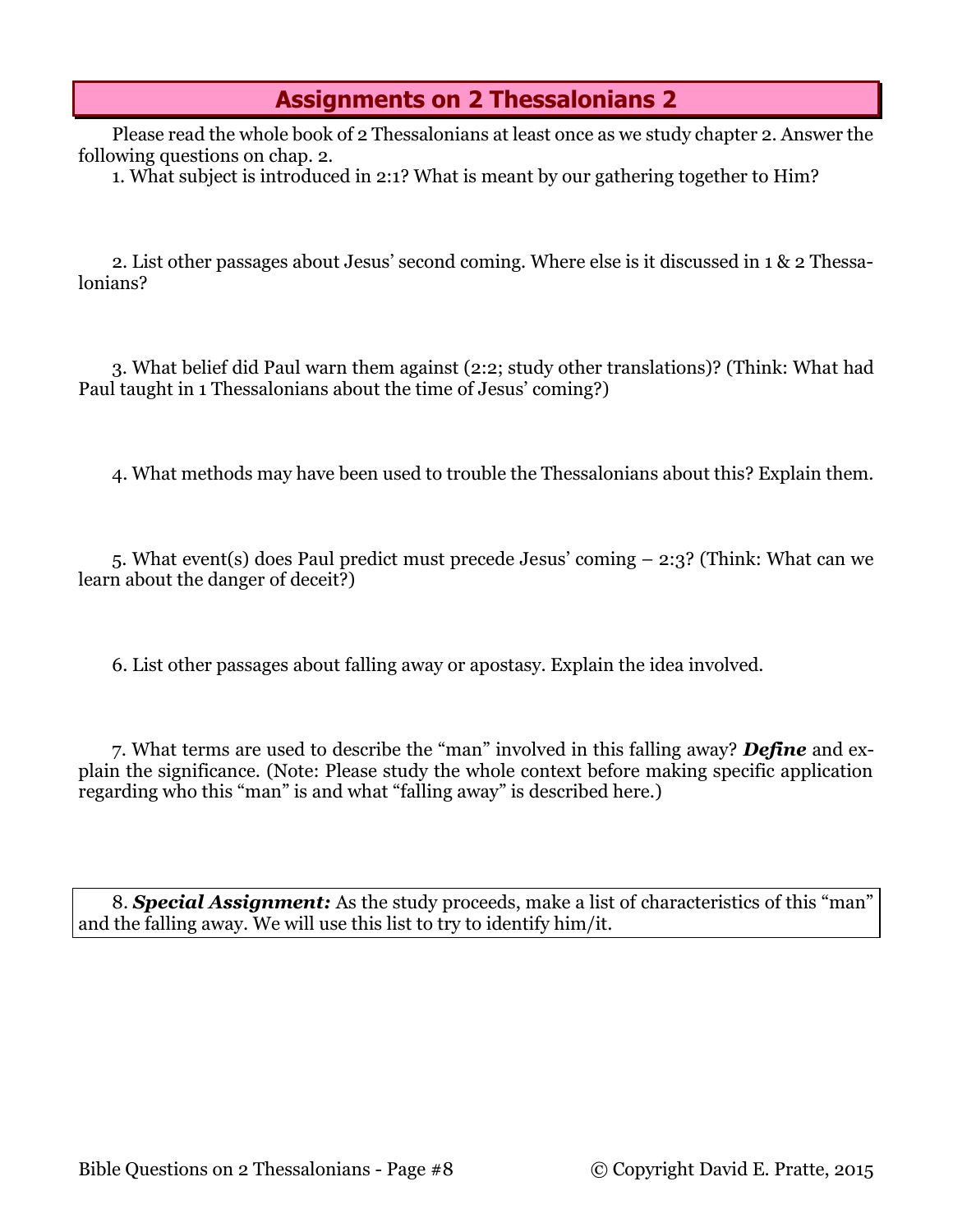## Assignments on 2 Thessalonians 2

Please read the whole book of 2 Thessalonians at least once as we study chapter 2. Answer the following questions on chap. 2.

1. What subject is introduced in 2:1? What is meant by our gathering together to Him?

2. List other passages about Jesus' second coming. Where else is it discussed in 1 & 2 Thessalonians?

3. What belief did Paul warn them against (2:2; study other translations)? (Think: What had Paul taught in 1 Thessalonians about the time of Jesus' coming?)

4. What methods may have been used to trouble the Thessalonians about this? Explain them.

5. What event(s) does Paul predict must precede Jesus' coming – 2:3? (Think: What can we learn about the danger of deceit?)

6. List other passages about falling away or apostasy. Explain the idea involved.

7. What terms are used to describe the "man" involved in this falling away? ***Define*** and explain the significance. (Note: Please study the whole context before making specific application regarding who this "man" is and what "falling away" is described here.)

8. ***Special Assignment:*** As the study proceeds, make a list of characteristics of this "man" and the falling away. We will use this list to try to identify him/it.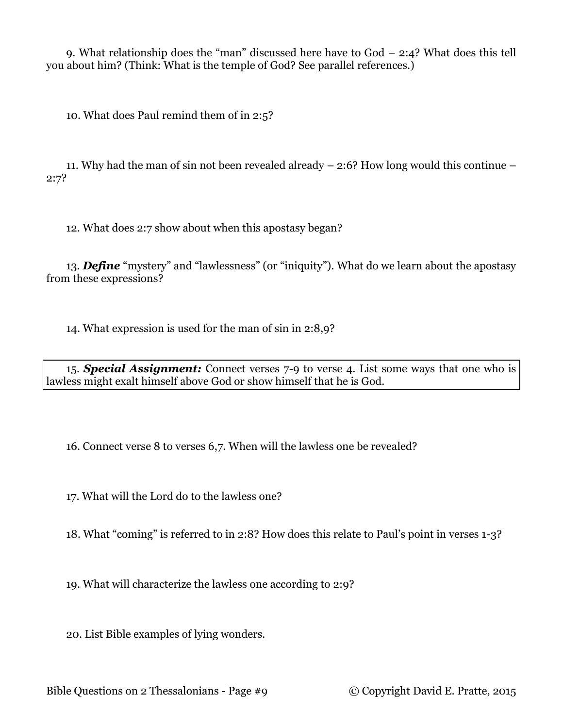9. What relationship does the "man" discussed here have to God – 2:4? What does this tell you about him? (Think: What is the temple of God? See parallel references.)

10. What does Paul remind them of in 2:5?

11. Why had the man of sin not been revealed already – 2:6? How long would this continue – 2:7?

12. What does 2:7 show about when this apostasy began?

13. ***Define*** "mystery" and "lawlessness" (or "iniquity"). What do we learn about the apostasy from these expressions?

14. What expression is used for the man of sin in 2:8,9?

15. ***Special Assignment:*** Connect verses 7-9 to verse 4. List some ways that one who is lawless might exalt himself above God or show himself that he is God.

16. Connect verse 8 to verses 6,7. When will the lawless one be revealed?

17. What will the Lord do to the lawless one?

18. What "coming" is referred to in 2:8? How does this relate to Paul's point in verses 1-3?

19. What will characterize the lawless one according to 2:9?

20. List Bible examples of lying wonders.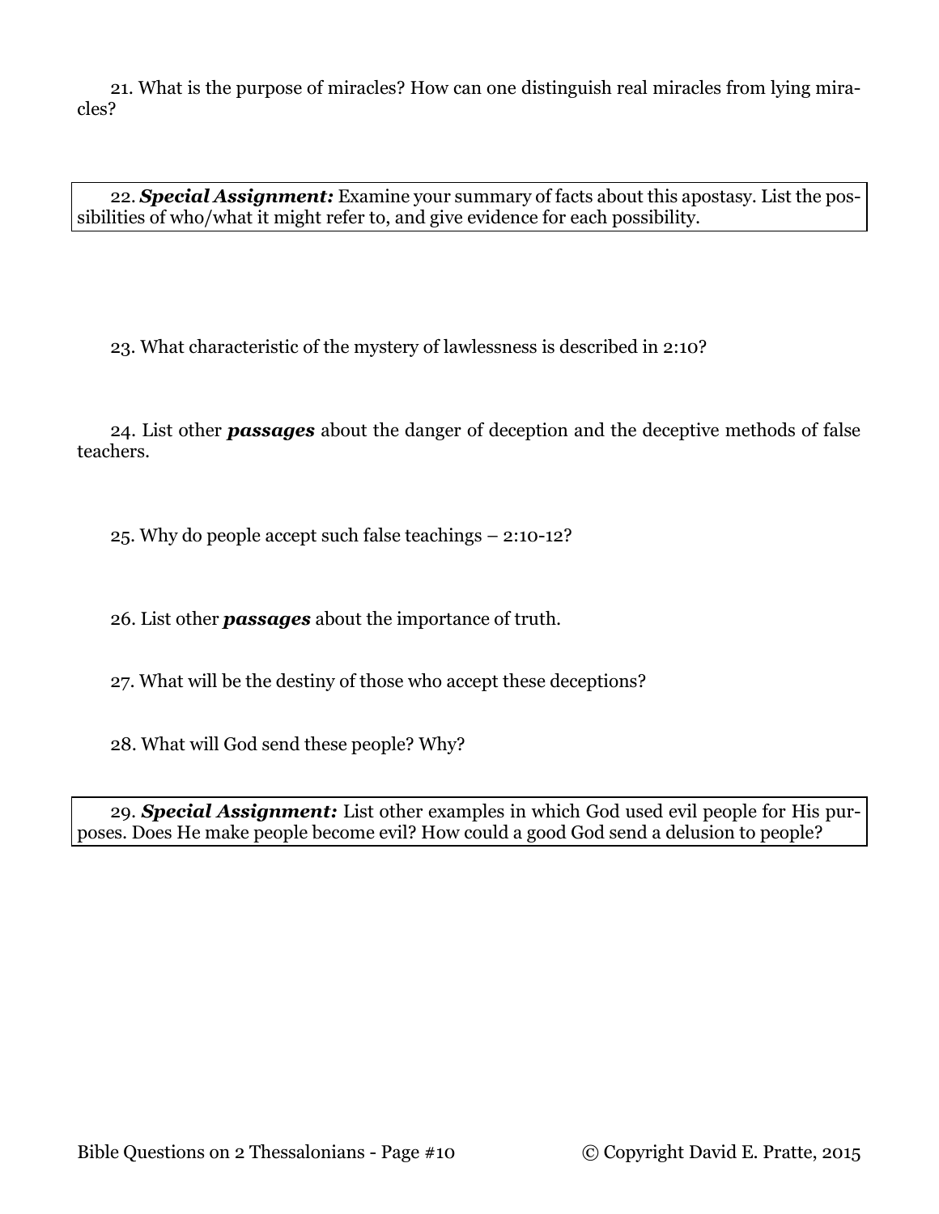21. What is the purpose of miracles? How can one distinguish real miracles from lying miracles?

22. ***Special Assignment:*** Examine your summary of facts about this apostasy. List the possibilities of who/what it might refer to, and give evidence for each possibility.

23. What characteristic of the mystery of lawlessness is described in 2:10?

24. List other ***passages*** about the danger of deception and the deceptive methods of false teachers.

25. Why do people accept such false teachings – 2:10-12?

26. List other ***passages*** about the importance of truth.

27. What will be the destiny of those who accept these deceptions?

28. What will God send these people? Why?

29. ***Special Assignment:*** List other examples in which God used evil people for His purposes. Does He make people become evil? How could a good God send a delusion to people?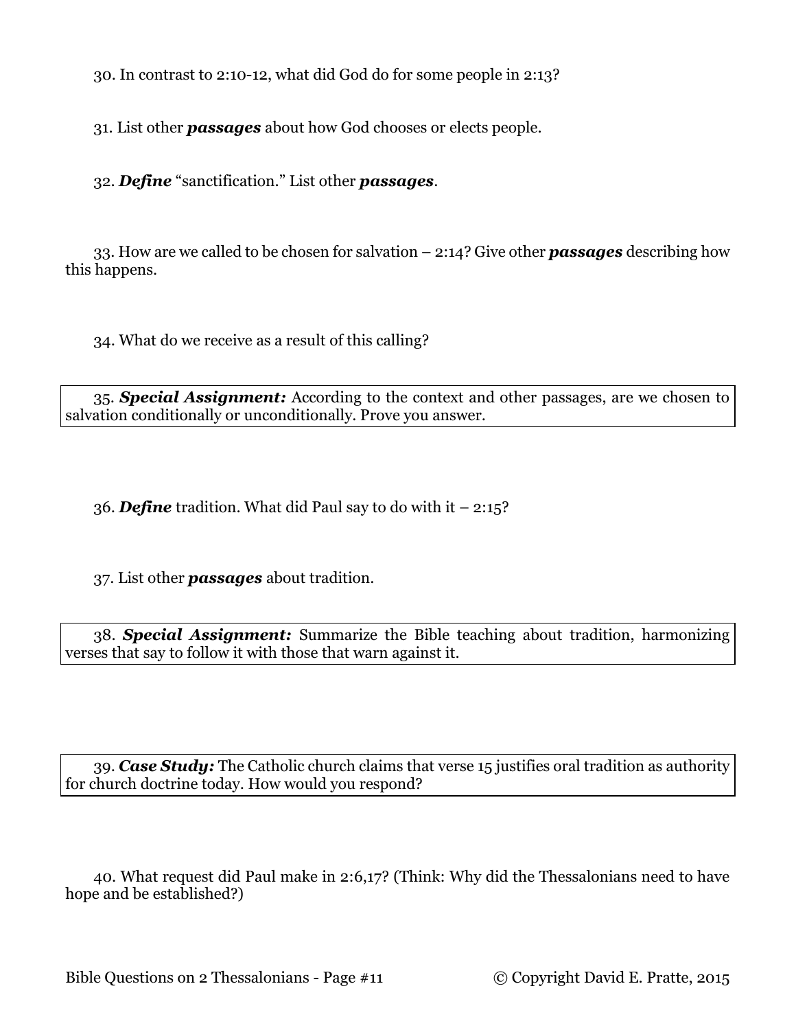30. In contrast to 2:10-12, what did God do for some people in 2:13?

31. List other ***passages*** about how God chooses or elects people.

32. ***Define*** "sanctification." List other ***passages***.

33. How are we called to be chosen for salvation – 2:14? Give other ***passages*** describing how this happens.

34. What do we receive as a result of this calling?

35. ***Special Assignment:*** According to the context and other passages, are we chosen to salvation conditionally or unconditionally. Prove you answer.

36. ***Define*** tradition. What did Paul say to do with it – 2:15?

37. List other ***passages*** about tradition.

38. ***Special Assignment:*** Summarize the Bible teaching about tradition, harmonizing verses that say to follow it with those that warn against it.

39. ***Case Study:*** The Catholic church claims that verse 15 justifies oral tradition as authority for church doctrine today. How would you respond?

40. What request did Paul make in 2:6,17? (Think: Why did the Thessalonians need to have hope and be established?)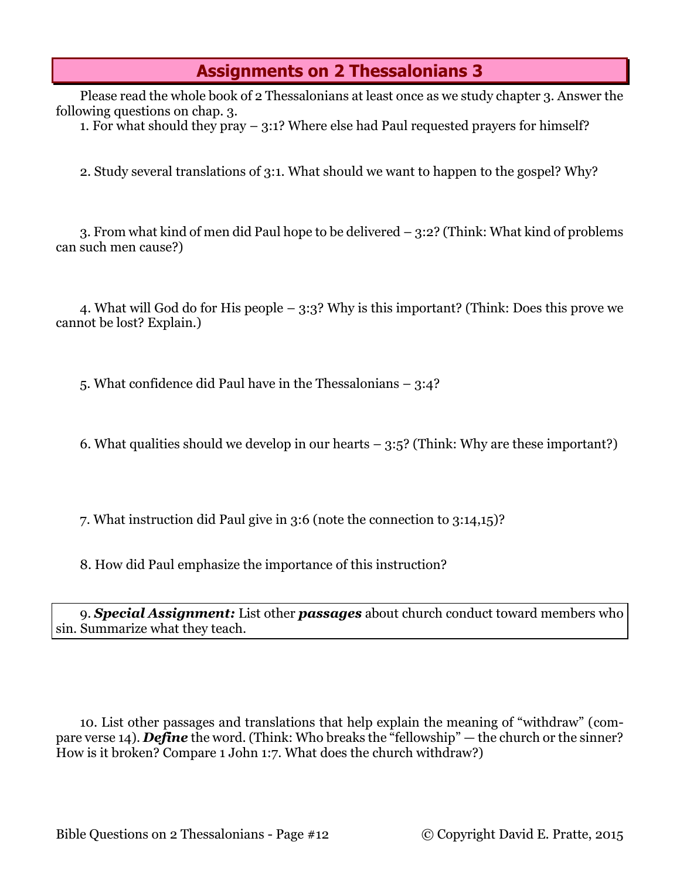## Assignments on 2 Thessalonians 3

Please read the whole book of 2 Thessalonians at least once as we study chapter 3. Answer the following questions on chap. 3.

1. For what should they pray – 3:1? Where else had Paul requested prayers for himself?

2. Study several translations of 3:1. What should we want to happen to the gospel? Why?

3. From what kind of men did Paul hope to be delivered – 3:2? (Think: What kind of problems can such men cause?)

4. What will God do for His people – 3:3? Why is this important? (Think: Does this prove we cannot be lost? Explain.)

5. What confidence did Paul have in the Thessalonians – 3:4?

6. What qualities should we develop in our hearts – 3:5? (Think: Why are these important?)

7. What instruction did Paul give in 3:6 (note the connection to 3:14,15)?

8. How did Paul emphasize the importance of this instruction?

9. ***Special Assignment:*** List other ***passages*** about church conduct toward members who sin. Summarize what they teach.

10. List other passages and translations that help explain the meaning of "withdraw" (compare verse 14). ***Define*** the word. (Think: Who breaks the "fellowship" — the church or the sinner? How is it broken? Compare 1 John 1:7. What does the church withdraw?)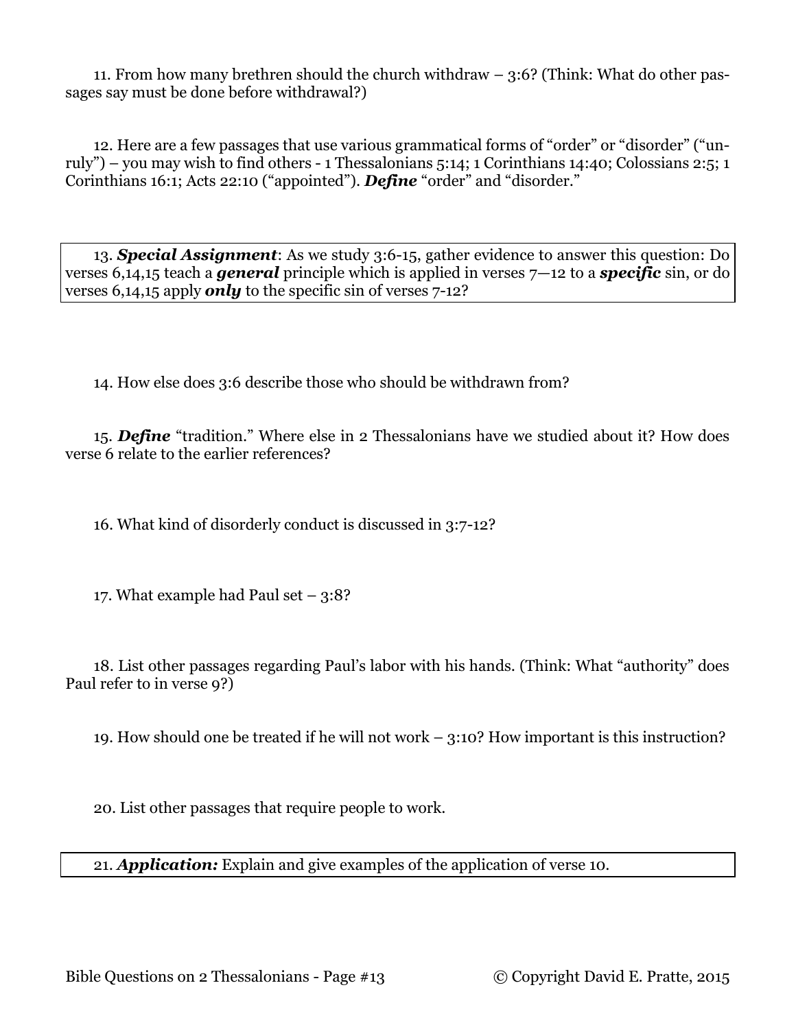11. From how many brethren should the church withdraw – 3:6? (Think: What do other passages say must be done before withdrawal?)

12. Here are a few passages that use various grammatical forms of "order" or "disorder" ("unruly") – you may wish to find others - 1 Thessalonians 5:14; 1 Corinthians 14:40; Colossians 2:5; 1 Corinthians 16:1; Acts 22:10 ("appointed"). ***Define*** "order" and "disorder."

13. ***Special Assignment***: As we study 3:6-15, gather evidence to answer this question: Do verses 6,14,15 teach a ***general*** principle which is applied in verses 7—12 to a ***specific*** sin, or do verses 6,14,15 apply ***only*** to the specific sin of verses 7-12?

14. How else does 3:6 describe those who should be withdrawn from?

15. ***Define*** "tradition." Where else in 2 Thessalonians have we studied about it? How does verse 6 relate to the earlier references?

16. What kind of disorderly conduct is discussed in 3:7-12?

17. What example had Paul set – 3:8?

18. List other passages regarding Paul's labor with his hands. (Think: What "authority" does Paul refer to in verse 9?)

19. How should one be treated if he will not work – 3:10? How important is this instruction?

20. List other passages that require people to work.

21. ***Application:*** Explain and give examples of the application of verse 10.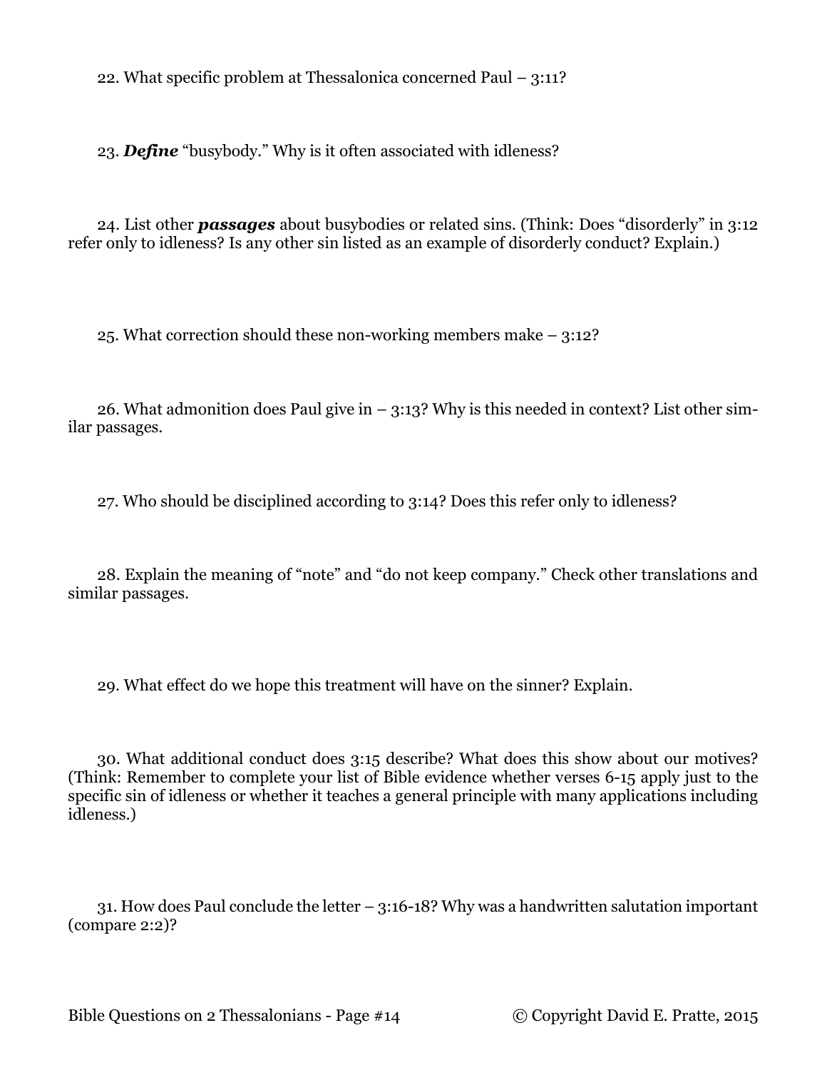22. What specific problem at Thessalonica concerned Paul – 3:11?

23. ***Define*** "busybody." Why is it often associated with idleness?

24. List other ***passages*** about busybodies or related sins. (Think: Does "disorderly" in 3:12 refer only to idleness? Is any other sin listed as an example of disorderly conduct? Explain.)

25. What correction should these non-working members make – 3:12?

26. What admonition does Paul give in – 3:13? Why is this needed in context? List other similar passages.

27. Who should be disciplined according to 3:14? Does this refer only to idleness?

28. Explain the meaning of "note" and "do not keep company." Check other translations and similar passages.

29. What effect do we hope this treatment will have on the sinner? Explain.

30. What additional conduct does 3:15 describe? What does this show about our motives? (Think: Remember to complete your list of Bible evidence whether verses 6-15 apply just to the specific sin of idleness or whether it teaches a general principle with many applications including idleness.)

31. How does Paul conclude the letter – 3:16-18? Why was a handwritten salutation important (compare 2:2)?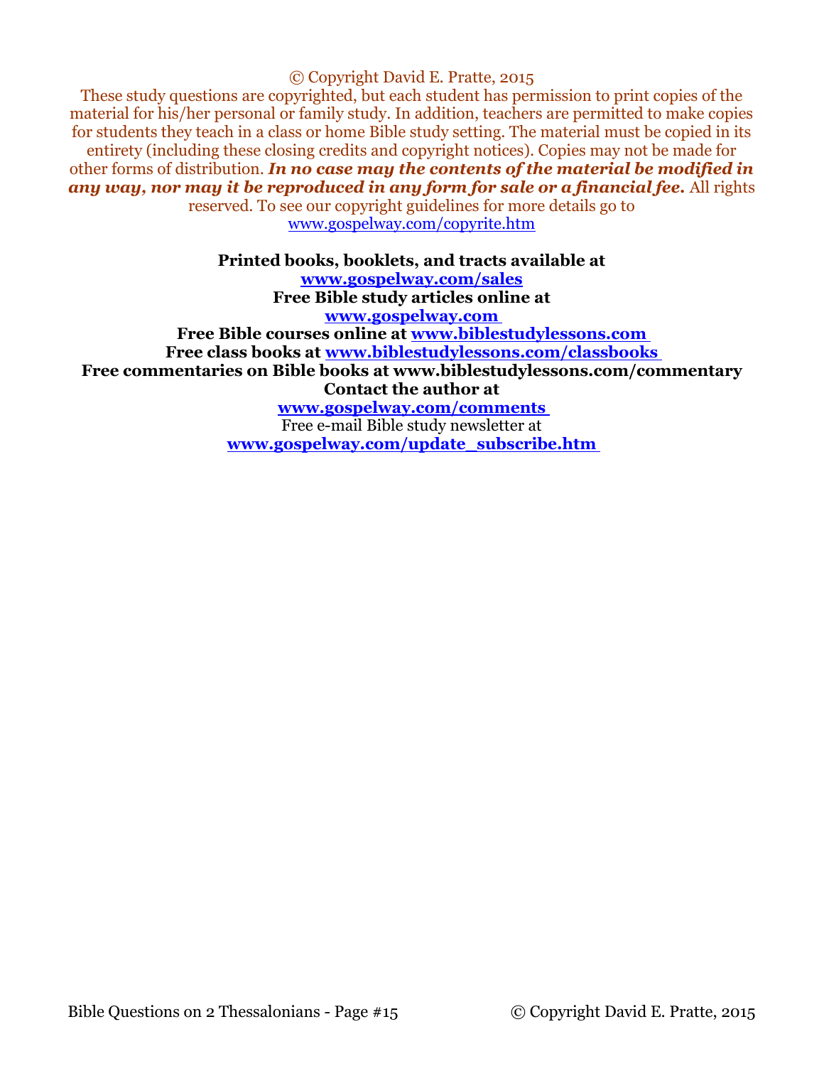© Copyright David E. Pratte, 2015

These study questions are copyrighted, but each student has permission to print copies of the material for his/her personal or family study. In addition, teachers are permitted to make copies for students they teach in a class or home Bible study setting. The material must be copied in its entirety (including these closing credits and copyright notices). Copies may not be made for other forms of distribution. ***In no case may the contents of the material be modified in any way, nor may it be reproduced in any form for sale or a financial fee.*** All rights reserved. To see our copyright guidelines for more details go to www.gospelway.com/copyrite.htm

**Printed books, booklets, and tracts available at**
**www.gospelway.com/sales**
**Free Bible study articles online at**
**www.gospelway.com**
**Free Bible courses online at www.biblestudylessons.com**
**Free class books at www.biblestudylessons.com/classbooks**
**Free commentaries on Bible books at www.biblestudylessons.com/commentary**
**Contact the author at**
**www.gospelway.com/comments**
Free e-mail Bible study newsletter at
**www.gospelway.com/update_subscribe.htm**